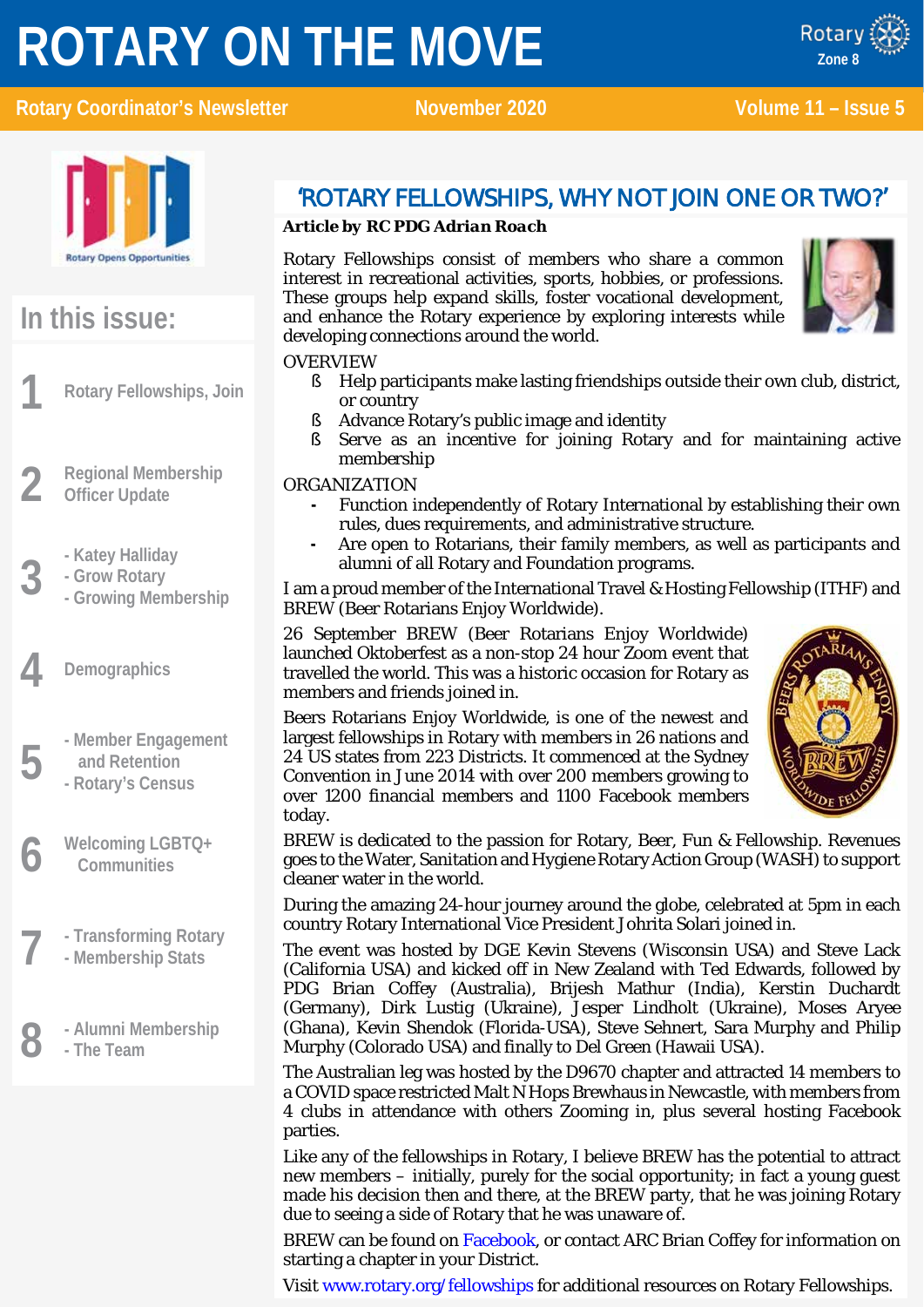# ROTARY ON THE MOVE

**Rotary Coordinator's Newsletter** | **November 2020** | **Volume 11 – Issue 5**

Rotary Opens Opportunities

## In this issue:

1. Rotary Fellowships, Join
2. Regional Membership Officer Update
3. - Katey Halliday
   - Grow Rotary
   - Growing Membership
4. Demographics
5. - Member Engagement and Retention
   - Rotary's Census
6. Welcoming LGBTQ+ Communities
7. - Transforming Rotary
   - Membership Stats
8. - Alumni Membership
   - The Team

## 'ROTARY FELLOWSHIPS, WHY NOT JOIN ONE OR TWO?'

***Article by RC PDG Adrian Roach***

Rotary Fellowships consist of members who share a common interest in recreational activities, sports, hobbies, or professions. These groups help expand skills, foster vocational development, and enhance the Rotary experience by exploring interests while developing connections around the world.

OVERVIEW

- Help participants make lasting friendships outside their own club, district, or country
- Advance Rotary's public image and identity
- Serve as an incentive for joining Rotary and for maintaining active membership

ORGANIZATION

- Function independently of Rotary International by establishing their own rules, dues requirements, and administrative structure.
- Are open to Rotarians, their family members, as well as participants and alumni of all Rotary and Foundation programs.

I am a proud member of the International Travel & Hosting Fellowship (ITHF) and BREW (Beer Rotarians Enjoy Worldwide).

26 September BREW (Beer Rotarians Enjoy Worldwide) launched Oktoberfest as a non-stop 24 hour Zoom event that travelled the world. This was a historic occasion for Rotary as members and friends joined in.

Beers Rotarians Enjoy Worldwide, is one of the newest and largest fellowships in Rotary with members in 26 nations and 24 US states from 223 Districts. It commenced at the Sydney Convention in June 2014 with over 200 members growing to over 1200 financial members and 1100 Facebook members today.

BREW is dedicated to the passion for Rotary, Beer, Fun & Fellowship. Revenues goes to the Water, Sanitation and Hygiene Rotary Action Group (WASH) to support cleaner water in the world.

During the amazing 24-hour journey around the globe, celebrated at 5pm in each country Rotary International Vice President Johrita Solari joined in.

The event was hosted by DGE Kevin Stevens (Wisconsin USA) and Steve Lack (California USA) and kicked off in New Zealand with Ted Edwards, followed by PDG Brian Coffey (Australia), Brijesh Mathur (India), Kerstin Duchardt (Germany), Dirk Lustig (Ukraine), Jesper Lindholt (Ukraine), Moses Aryee (Ghana), Kevin Shendok (Florida-USA), Steve Sehnert, Sara Murphy and Philip Murphy (Colorado USA) and finally to Del Green (Hawaii USA).

The Australian leg was hosted by the D9670 chapter and attracted 14 members to a COVID space restricted Malt N Hops Brewhaus in Newcastle, with members from 4 clubs in attendance with others Zooming in, plus several hosting Facebook parties.

Like any of the fellowships in Rotary, I believe BREW has the potential to attract new members – initially, purely for the social opportunity; in fact a young guest made his decision then and there, at the BREW party, that he was joining Rotary due to seeing a side of Rotary that he was unaware of.

BREW can be found on Facebook, or contact ARC Brian Coffey for information on starting a chapter in your District.

Visit www.rotary.org/fellowships for additional resources on Rotary Fellowships.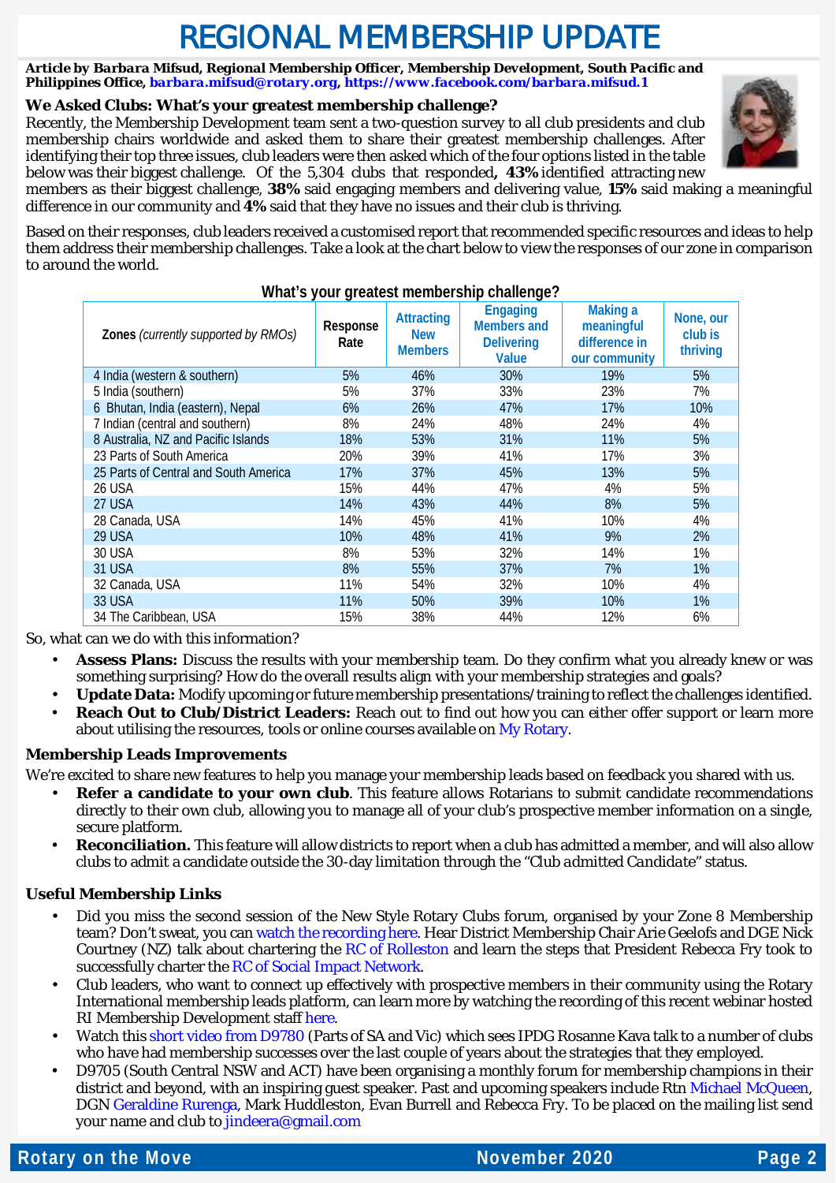# REGIONAL MEMBERSHIP UPDATE

***Article by Barbara Mifsud, Regional Membership Officer, Membership Development, South Pacific and Philippines Office, barbara.mifsud@rotary.org, https://www.facebook.com/barbara.mifsud.1***

### *We Asked Clubs: What's your greatest membership challenge?*

Recently, the Membership Development team sent a two-question survey to all club presidents and club membership chairs worldwide and asked them to share their greatest membership challenges. After identifying their top three issues, club leaders were then asked which of the four options listed in the table below was their biggest challenge. Of the 5,304 clubs that responded**, 43%** identified attracting new members as their biggest challenge, **38%** said engaging members and delivering value, **15%** said making a meaningful difference in our community and **4%** said that they have no issues and their club is thriving.

Based on their responses, club leaders received a customised report that recommended specific resources and ideas to help them address their membership challenges. Take a look at the chart below to view the responses of our zone in comparison to around the world.

**What's your greatest membership challenge?**

| **Zones** *(currently supported by RMOs)* | Response Rate | Attracting New Members | Engaging Members and Delivering Value | Making a meaningful difference in our community | None, our club is thriving |
|---|---|---|---|---|---|
| 4 India (western & southern) | 5% | 46% | 30% | 19% | 5% |
| 5 India (southern) | 5% | 37% | 33% | 23% | 7% |
| 6 Bhutan, India (eastern), Nepal | 6% | 26% | 47% | 17% | 10% |
| 7 Indian (central and southern) | 8% | 24% | 48% | 24% | 4% |
| 8 Australia, NZ and Pacific Islands | 18% | 53% | 31% | 11% | 5% |
| 23 Parts of South America | 20% | 39% | 41% | 17% | 3% |
| 25 Parts of Central and South America | 17% | 37% | 45% | 13% | 5% |
| 26 USA | 15% | 44% | 47% | 4% | 5% |
| 27 USA | 14% | 43% | 44% | 8% | 5% |
| 28 Canada, USA | 14% | 45% | 41% | 10% | 4% |
| 29 USA | 10% | 48% | 41% | 9% | 2% |
| 30 USA | 8% | 53% | 32% | 14% | 1% |
| 31 USA | 8% | 55% | 37% | 7% | 1% |
| 32 Canada, USA | 11% | 54% | 32% | 10% | 4% |
| 33 USA | 11% | 50% | 39% | 10% | 1% |
| 34 The Caribbean, USA | 15% | 38% | 44% | 12% | 6% |

So, what can we do with this information?

- **Assess Plans:** Discuss the results with your membership team. Do they confirm what you already knew or was something surprising? How do the overall results align with your membership strategies and goals?
- **Update Data:** Modify upcoming or future membership presentations/training to reflect the challenges identified.
- **Reach Out to Club/District Leaders:** Reach out to find out how you can either offer support or learn more about utilising the resources, tools or online courses available on My Rotary.

### Membership Leads Improvements

We're excited to share new features to help you manage your membership leads based on feedback you shared with us.

- **Refer a candidate to your own club**. This feature allows Rotarians to submit candidate recommendations directly to their own club, allowing you to manage all of your club's prospective member information on a single, secure platform.
- **Reconciliation.** This feature will allow districts to report when a club has admitted a member, and will also allow clubs to admit a candidate outside the 30-day limitation through the "*Club admitted Candidate*" status.

### Useful Membership Links

- Did you miss the second session of the New Style Rotary Clubs forum, organised by your Zone 8 Membership team? Don't sweat, you can watch the recording here. Hear District Membership Chair Arie Geelofs and DGE Nick Courtney (NZ) talk about chartering the RC of Rolleston and learn the steps that President Rebecca Fry took to successfully charter the RC of Social Impact Network.
- Club leaders, who want to connect up effectively with prospective members in their community using the Rotary International membership leads platform, can learn more by watching the recording of this recent webinar hosted RI Membership Development staff here.
- Watch this short video from D9780 (Parts of SA and Vic) which sees IPDG Rosanne Kava talk to a number of clubs who have had membership successes over the last couple of years about the strategies that they employed.
- D9705 (South Central NSW and ACT) have been organising a monthly forum for membership champions in their district and beyond, with an inspiring guest speaker. Past and upcoming speakers include Rtn Michael McQueen, DGN Geraldine Rurenga, Mark Huddleston, Evan Burrell and Rebecca Fry. To be placed on the mailing list send your name and club to jindeera@gmail.com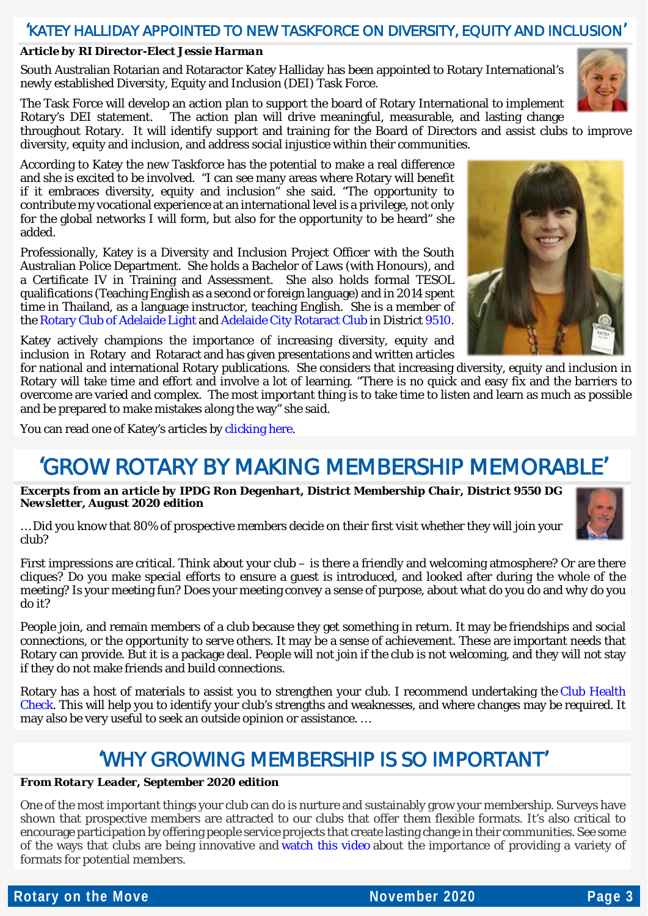## 'KATEY HALLIDAY APPOINTED TO NEW TASKFORCE ON DIVERSITY, EQUITY AND INCLUSION'

***Article by RI Director-Elect Jessie Harman***

South Australian Rotarian and Rotaractor Katey Halliday has been appointed to Rotary International's newly established Diversity, Equity and Inclusion (DEI) Task Force.

The Task Force will develop an action plan to support the board of Rotary International to implement Rotary's DEI statement. The action plan will drive meaningful, measurable, and lasting change throughout Rotary. It will identify support and training for the Board of Directors and assist clubs to improve diversity, equity and inclusion, and address social injustice within their communities.

According to Katey the new Taskforce has the potential to make a real difference and she is excited to be involved. "I can see many areas where Rotary will benefit if it embraces diversity, equity and inclusion" she said. "The opportunity to contribute my vocational experience at an international level is a privilege, not only for the global networks I will form, but also for the opportunity to be heard" she added.

Professionally, Katey is a Diversity and Inclusion Project Officer with the South Australian Police Department. She holds a Bachelor of Laws (with Honours), and a Certificate IV in Training and Assessment. She also holds formal TESOL qualifications (Teaching English as a second or foreign language) and in 2014 spent time in Thailand, as a language instructor, teaching English. She is a member of the Rotary Club of Adelaide Light and Adelaide City Rotaract Club in District 9510.

Katey actively champions the importance of increasing diversity, equity and inclusion in Rotary and Rotaract and has given presentations and written articles for national and international Rotary publications. She considers that increasing diversity, equity and inclusion in Rotary will take time and effort and involve a lot of learning. "There is no quick and easy fix and the barriers to overcome are varied and complex. The most important thing is to take time to listen and learn as much as possible and be prepared to make mistakes along the way" she said.

You can read one of Katey's articles by clicking here.

## 'GROW ROTARY BY MAKING MEMBERSHIP MEMORABLE'

***Excerpts from an article by IPDG Ron Degenhart, District Membership Chair, District 9550 DG Newsletter, August 2020 edition***

…Did you know that 80% of prospective members decide on their first visit whether they will join your club?

First impressions are critical. Think about your club – is there a friendly and welcoming atmosphere? Or are there cliques? Do you make special efforts to ensure a guest is introduced, and looked after during the whole of the meeting? Is your meeting fun? Does your meeting convey a sense of purpose, about what do you do and why do you do it?

People join, and remain members of a club because they get something in return. It may be friendships and social connections, or the opportunity to serve others. It may be a sense of achievement. These are important needs that Rotary can provide. But it is a package deal. People will not join if the club is not welcoming, and they will not stay if they do not make friends and build connections.

Rotary has a host of materials to assist you to strengthen your club. I recommend undertaking the Club Health Check. This will help you to identify your club's strengths and weaknesses, and where changes may be required. It may also be very useful to seek an outside opinion or assistance. …

## 'WHY GROWING MEMBERSHIP IS SO IMPORTANT'

***From Rotary Leader, September 2020 edition***

One of the most important things your club can do is nurture and sustainably grow your membership. Surveys have shown that prospective members are attracted to our clubs that offer them flexible formats. It's also critical to encourage participation by offering people service projects that create lasting change in their communities. See some of the ways that clubs are being innovative and watch this video about the importance of providing a variety of formats for potential members.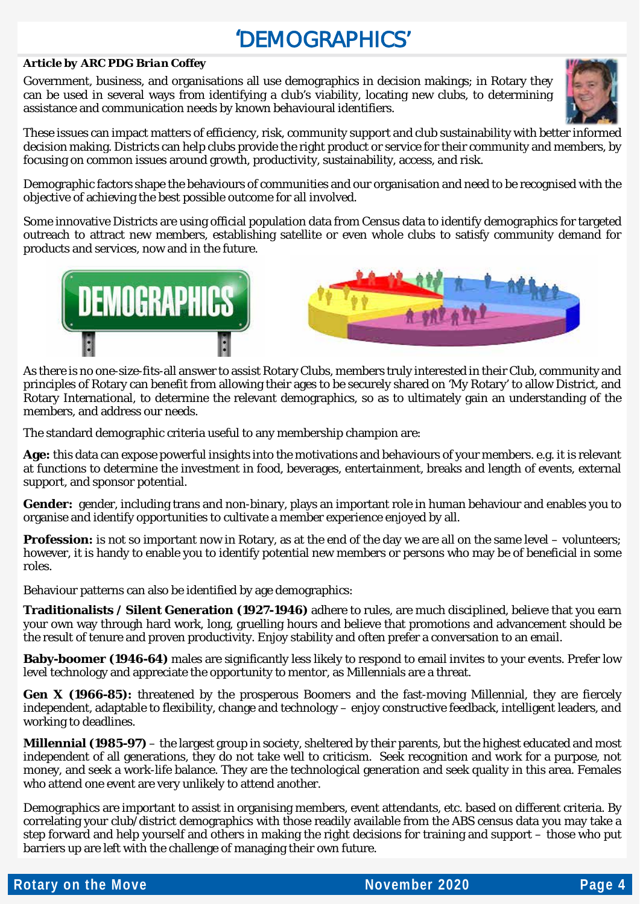# 'DEMOGRAPHICS'

***Article by ARC PDG Brian Coffey***

Government, business, and organisations all use demographics in decision makings; in Rotary they can be used in several ways from identifying a club's viability, locating new clubs, to determining assistance and communication needs by known behavioural identifiers.

These issues can impact matters of efficiency, risk, community support and club sustainability with better informed decision making. Districts can help clubs provide the right product or service for their community and members, by focusing on common issues around growth, productivity, sustainability, access, and risk.

Demographic factors shape the behaviours of communities and our organisation and need to be recognised with the objective of achieving the best possible outcome for all involved.

Some innovative Districts are using official population data from Census data to identify demographics for targeted outreach to attract new members, establishing satellite or even whole clubs to satisfy community demand for products and services, now and in the future.

As there is no one-size-fits-all answer to assist Rotary Clubs, members truly interested in their Club, community and principles of Rotary can benefit from allowing their ages to be securely shared on 'My Rotary' to allow District, and Rotary International, to determine the relevant demographics, so as to ultimately gain an understanding of the members, and address our needs.

The standard demographic criteria useful to any membership champion are:

**Age:** this data can expose powerful insights into the motivations and behaviours of your members. e.g. it is relevant at functions to determine the investment in food, beverages, entertainment, breaks and length of events, external support, and sponsor potential.

**Gender:** gender, including trans and non-binary, plays an important role in human behaviour and enables you to organise and identify opportunities to cultivate a member experience enjoyed by all.

**Profession:** is not so important now in Rotary, as at the end of the day we are all on the same level – volunteers; however, it is handy to enable you to identify potential new members or persons who may be of beneficial in some roles.

Behaviour patterns can also be identified by age demographics:

**Traditionalists / Silent Generation (1927-1946)** adhere to rules, are much disciplined, believe that you earn your own way through hard work, long, gruelling hours and believe that promotions and advancement should be the result of tenure and proven productivity. Enjoy stability and often prefer a conversation to an email.

**Baby-boomer (1946-64)** males are significantly less likely to respond to email invites to your events. Prefer low level technology and appreciate the opportunity to mentor, as Millennials are a threat.

**Gen X (1966-85):** threatened by the prosperous Boomers and the fast-moving Millennial, they are fiercely independent, adaptable to flexibility, change and technology – enjoy constructive feedback, intelligent leaders, and working to deadlines.

**Millennial (1985-97)** – the largest group in society, sheltered by their parents, but the highest educated and most independent of all generations, they do not take well to criticism. Seek recognition and work for a purpose, not money, and seek a work-life balance. They are the technological generation and seek quality in this area. Females who attend one event are very unlikely to attend another.

Demographics are important to assist in organising members, event attendants, etc. based on different criteria. By correlating your club/district demographics with those readily available from the ABS census data you may take a step forward and help yourself and others in making the right decisions for training and support – those who put barriers up are left with the challenge of managing their own future.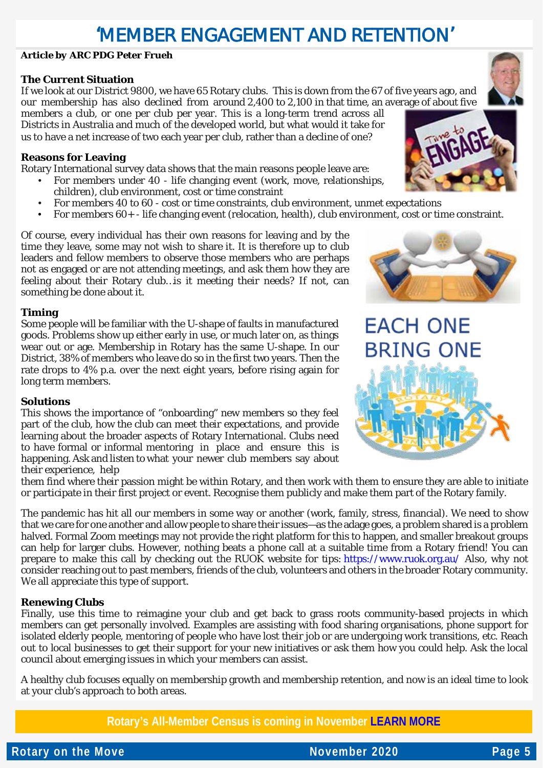# 'MEMBER ENGAGEMENT AND RETENTION'

**Article by ARC PDG Peter Frueh**

### The Current Situation

If we look at our District 9800, we have 65 Rotary clubs. This is down from the 67 of five years ago, and our membership has also declined from around 2,400 to 2,100 in that time, an average of about five members a club, or one per club per year. This is a long-term trend across all Districts in Australia and much of the developed world, but what would it take for us to have a net increase of two each year per club, rather than a decline of one?

### Reasons for Leaving

Rotary International survey data shows that the main reasons people leave are:

- For members under 40 - life changing event (work, move, relationships, children), club environment, cost or time constraint
- For members 40 to 60 - cost or time constraints, club environment, unmet expectations
- For members 60+ - life changing event (relocation, health), club environment, cost or time constraint.

Of course, every individual has their own reasons for leaving and by the time they leave, some may not wish to share it. It is therefore up to club leaders and fellow members to observe those members who are perhaps not as engaged or are not attending meetings, and ask them how they are feeling about their Rotary club…is it meeting their needs? If not, can something be done about it.

### Timing

Some people will be familiar with the U-shape of faults in manufactured goods. Problems show up either early in use, or much later on, as things wear out or age. Membership in Rotary has the same U-shape. In our District, 38% of members who leave do so in the first two years. Then the rate drops to 4% p.a. over the next eight years, before rising again for long term members.

EACH ONE BRING ONE

### Solutions

This shows the importance of "onboarding" new members so they feel part of the club, how the club can meet their expectations, and provide learning about the broader aspects of Rotary International. Clubs need to have formal or informal mentoring in place and ensure this is happening. Ask and listen to what your newer club members say about their experience, help them find where their passion might be within Rotary, and then work with them to ensure they are able to initiate or participate in their first project or event. Recognise them publicly and make them part of the Rotary family.

The pandemic has hit all our members in some way or another (work, family, stress, financial). We need to show that we care for one another and allow people to share their issues—as the adage goes, a problem shared is a problem halved. Formal Zoom meetings may not provide the right platform for this to happen, and smaller breakout groups can help for larger clubs. However, nothing beats a phone call at a suitable time from a Rotary friend! You can prepare to make this call by checking out the RUOK website for tips: https://www.ruok.org.au/ Also, why not consider reaching out to past members, friends of the club, volunteers and others in the broader Rotary community. We all appreciate this type of support.

### Renewing Clubs

Finally, use this time to reimagine your club and get back to grass roots community-based projects in which members can get personally involved. Examples are assisting with food sharing organisations, phone support for isolated elderly people, mentoring of people who have lost their job or are undergoing work transitions, etc. Reach out to local businesses to get their support for your new initiatives or ask them how you could help. Ask the local council about emerging issues in which your members can assist.

A healthy club focuses equally on membership growth and membership retention, and now is an ideal time to look at your club's approach to both areas.

**Rotary's All-Member Census is coming in November LEARN MORE**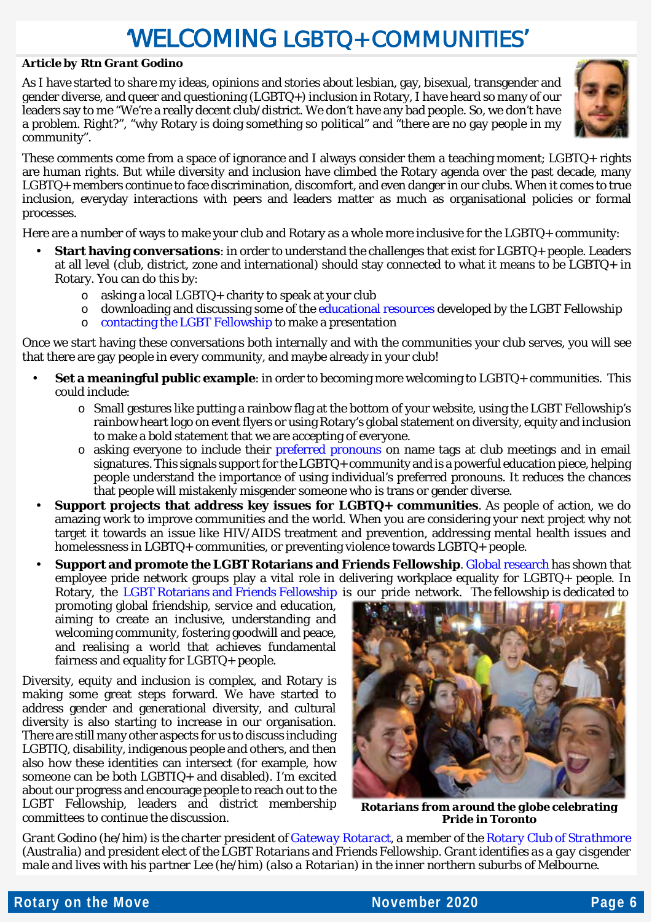# 'WELCOMING LGBTQ+ COMMUNITIES'

***Article by Rtn Grant Godino***

As I have started to share my ideas, opinions and stories about lesbian, gay, bisexual, transgender and gender diverse, and queer and questioning (LGBTQ+) inclusion in Rotary, I have heard so many of our leaders say to me "We're a really decent club/district. We don't have any bad people. So, we don't have a problem. Right?", "why Rotary is doing something so political" and "there are no gay people in my community".

These comments come from a space of ignorance and I always consider them a teaching moment; LGBTQ+ rights are human rights. But while diversity and inclusion have climbed the Rotary agenda over the past decade, many LGBTQ+ members continue to face discrimination, discomfort, and even danger in our clubs. When it comes to true inclusion, everyday interactions with peers and leaders matter as much as organisational policies or formal processes.

Here are a number of ways to make your club and Rotary as a whole more inclusive for the LGBTQ+ community:

- **Start having conversations**: in order to understand the challenges that exist for LGBTQ+ people. Leaders at all level (club, district, zone and international) should stay connected to what it means to be LGBTQ+ in Rotary. You can do this by:
  - asking a local LGBTQ+ charity to speak at your club
  - downloading and discussing some of the educational resources developed by the LGBT Fellowship
  - contacting the LGBT Fellowship to make a presentation

Once we start having these conversations both internally and with the communities your club serves, you will see that there are gay people in every community, and maybe already in your club!

- **Set a meaningful public example**: in order to becoming more welcoming to LGBTQ+ communities. This could include:
  - Small gestures like putting a rainbow flag at the bottom of your website, using the LGBT Fellowship's rainbow heart logo on event flyers or using Rotary's global statement on diversity, equity and inclusion to make a bold statement that we are accepting of everyone.
  - asking everyone to include their preferred pronouns on name tags at club meetings and in email signatures. This signals support for the LGBTQ+ community and is a powerful education piece, helping people understand the importance of using individual's preferred pronouns. It reduces the chances that people will mistakenly misgender someone who is trans or gender diverse.
- **Support projects that address key issues for LGBTQ+ communities**. As people of action, we do amazing work to improve communities and the world. When you are considering your next project why not target it towards an issue like HIV/AIDS treatment and prevention, addressing mental health issues and homelessness in LGBTQ+ communities, or preventing violence towards LGBTQ+ people.
- **Support and promote the LGBT Rotarians and Friends Fellowship**. Global research has shown that employee pride network groups play a vital role in delivering workplace equality for LGBTQ+ people. In Rotary, the LGBT Rotarians and Friends Fellowship is our pride network. The fellowship is dedicated to promoting global friendship, service and education, aiming to create an inclusive, understanding and welcoming community, fostering goodwill and peace, and realising a world that achieves fundamental fairness and equality for LGBTQ+ people.

Diversity, equity and inclusion is complex, and Rotary is making some great steps forward. We have started to address gender and generational diversity, and cultural diversity is also starting to increase in our organisation. There are still many other aspects for us to discuss including LGBTIQ, disability, indigenous people and others, and then also how these identities can intersect (for example, how someone can be both LGBTIQ+ and disabled). I'm excited about our progress and encourage people to reach out to the LGBT Fellowship, leaders and district membership committees to continue the discussion.

***Rotarians from around the globe celebrating Pride in Toronto***

*Grant Godino (he/him) is the charter president of Gateway Rotaract, a member of the Rotary Club of Strathmore (Australia) and president elect of the LGBT Rotarians and Friends Fellowship. Grant identifies as a gay cisgender male and lives with his partner Lee (he/him) (also a Rotarian) in the inner northern suburbs of Melbourne.*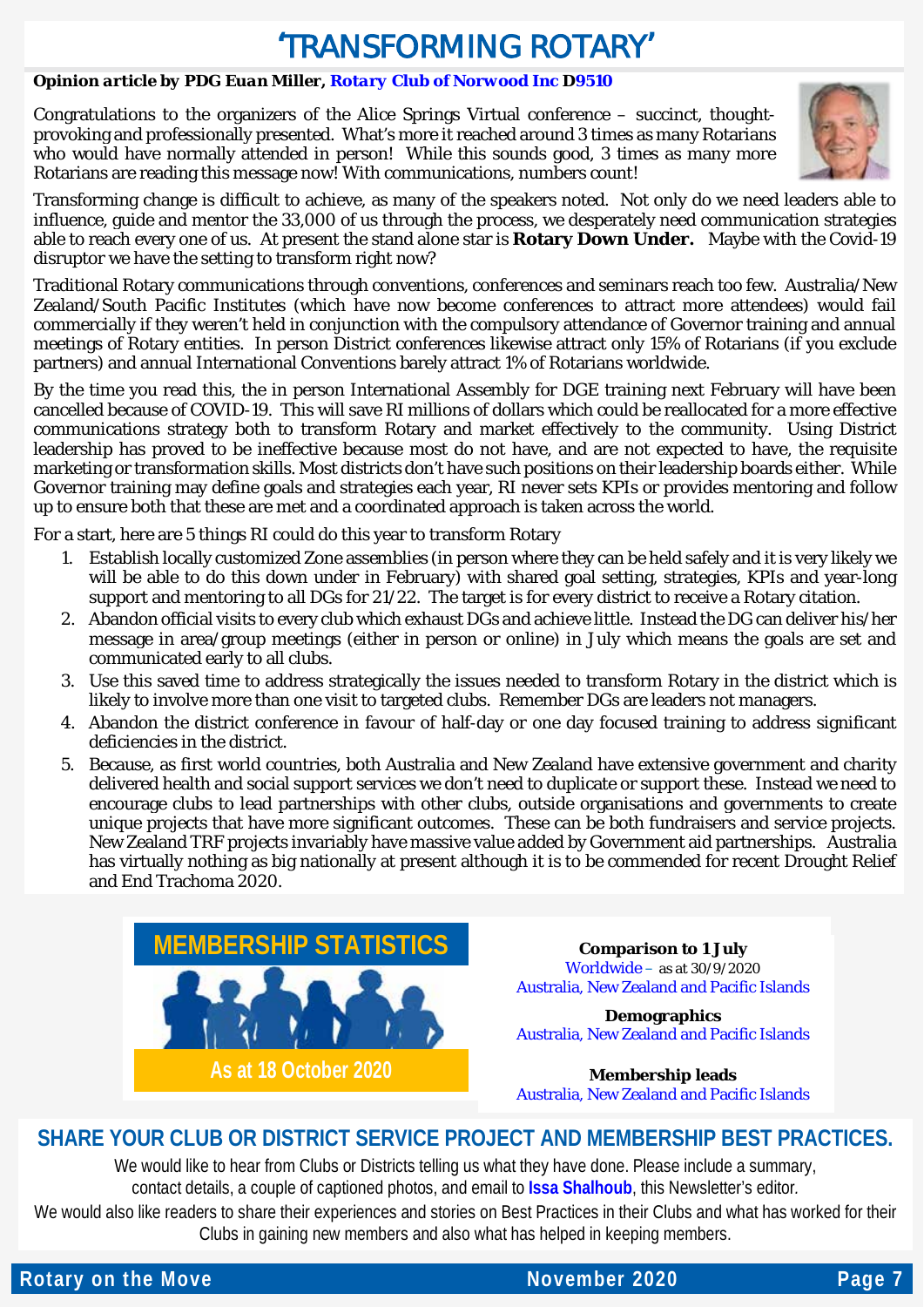# 'TRANSFORMING ROTARY'

***Opinion article by PDG Euan Miller, Rotary Club of Norwood Inc D9510***

Congratulations to the organizers of the Alice Springs Virtual conference – succinct, thought-provoking and professionally presented. What's more it reached around 3 times as many Rotarians who would have normally attended in person! While this sounds good, 3 times as many more Rotarians are reading this message now! With communications, numbers count!

Transforming change is difficult to achieve, as many of the speakers noted. Not only do we need leaders able to influence, guide and mentor the 33,000 of us through the process, we desperately need communication strategies able to reach every one of us. At present the stand alone star is **Rotary Down Under.** Maybe with the Covid-19 disruptor we have the setting to transform right now?

Traditional Rotary communications through conventions, conferences and seminars reach too few. Australia/New Zealand/South Pacific Institutes (which have now become conferences to attract more attendees) would fail commercially if they weren't held in conjunction with the compulsory attendance of Governor training and annual meetings of Rotary entities. In person District conferences likewise attract only 15% of Rotarians (if you exclude partners) and annual International Conventions barely attract 1% of Rotarians worldwide.

By the time you read this, the in person International Assembly for DGE training next February will have been cancelled because of COVID-19. This will save RI millions of dollars which could be reallocated for a more effective communications strategy both to transform Rotary and market effectively to the community. Using District leadership has proved to be ineffective because most do not have, and are not expected to have, the requisite marketing or transformation skills. Most districts don't have such positions on their leadership boards either. While Governor training may define goals and strategies each year, RI never sets KPIs or provides mentoring and follow up to ensure both that these are met and a coordinated approach is taken across the world.

For a start, here are 5 things RI could do this year to transform Rotary

1. Establish locally customized Zone assemblies (in person where they can be held safely and it is very likely we will be able to do this down under in February) with shared goal setting, strategies, KPIs and year-long support and mentoring to all DGs for 21/22. The target is for every district to receive a Rotary citation.
2. Abandon official visits to every club which exhaust DGs and achieve little. Instead the DG can deliver his/her message in area/group meetings (either in person or online) in July which means the goals are set and communicated early to all clubs.
3. Use this saved time to address strategically the issues needed to transform Rotary in the district which is likely to involve more than one visit to targeted clubs. Remember DGs are leaders not managers.
4. Abandon the district conference in favour of half-day or one day focused training to address significant deficiencies in the district.
5. Because, as first world countries, both Australia and New Zealand have extensive government and charity delivered health and social support services we don't need to duplicate or support these. Instead we need to encourage clubs to lead partnerships with other clubs, outside organisations and governments to create unique projects that have more significant outcomes. These can be both fundraisers and service projects. New Zealand TRF projects invariably have massive value added by Government aid partnerships. Australia has virtually nothing as big nationally at present although it is to be commended for recent Drought Relief and End Trachoma 2020.

## MEMBERSHIP STATISTICS

As at 18 October 2020

**Comparison to 1 July**
Worldwide – as at 30/9/2020
Australia, New Zealand and Pacific Islands

**Demographics**
Australia, New Zealand and Pacific Islands

**Membership leads**
Australia, New Zealand and Pacific Islands

## SHARE YOUR CLUB OR DISTRICT SERVICE PROJECT AND MEMBERSHIP BEST PRACTICES.

We would like to hear from Clubs or Districts telling us what they have done. Please include a summary, contact details, a couple of captioned photos, and email to **Issa Shalhoub**, this Newsletter's editor.

We would also like readers to share their experiences and stories on Best Practices in their Clubs and what has worked for their Clubs in gaining new members and also what has helped in keeping members.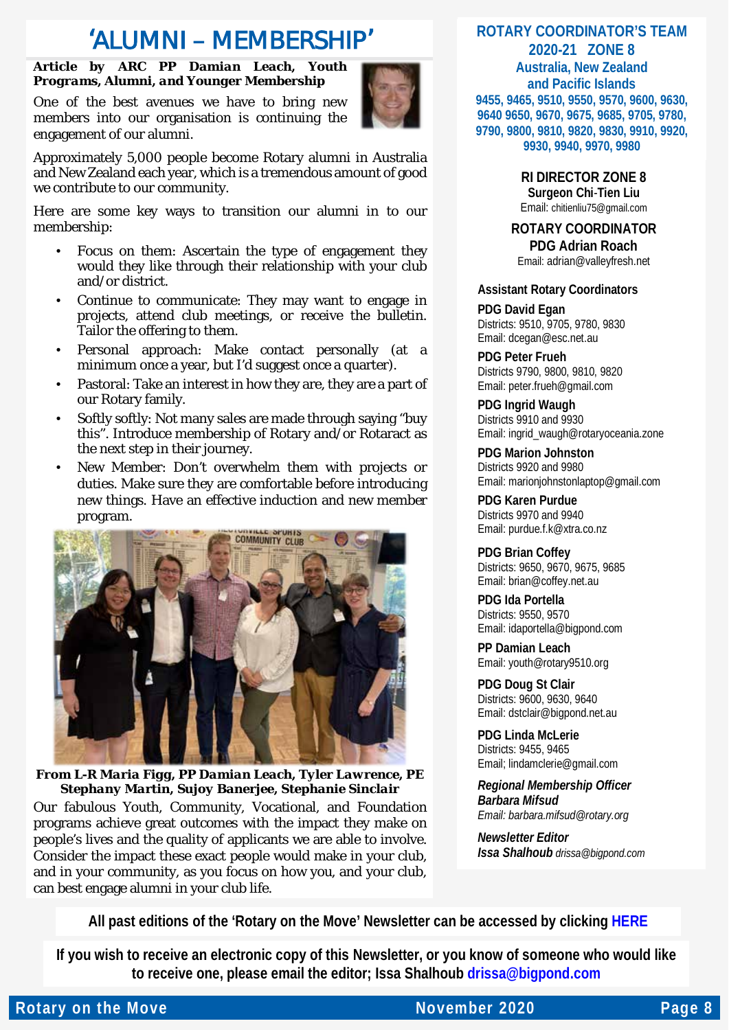# 'ALUMNI – MEMBERSHIP'

***Article by ARC PP Damian Leach, Youth Programs, Alumni, and Younger Membership***

One of the best avenues we have to bring new members into our organisation is continuing the engagement of our alumni.

Approximately 5,000 people become Rotary alumni in Australia and New Zealand each year, which is a tremendous amount of good we contribute to our community.

Here are some key ways to transition our alumni in to our membership:

- Focus on them: Ascertain the type of engagement they would they like through their relationship with your club and/or district.
- Continue to communicate: They may want to engage in projects, attend club meetings, or receive the bulletin. Tailor the offering to them.
- Personal approach: Make contact personally (at a minimum once a year, but I'd suggest once a quarter).
- Pastoral: Take an interest in how they are, they are a part of our Rotary family.
- Softly softly: Not many sales are made through saying "buy this". Introduce membership of Rotary and/or Rotaract as the next step in their journey.
- New Member: Don't overwhelm them with projects or duties. Make sure they are comfortable before introducing new things. Have an effective induction and new member program.

***From L-R Maria Figg, PP Damian Leach, Tyler Lawrence, PE Stephany Martin, Sujoy Banerjee, Stephanie Sinclair***

Our fabulous Youth, Community, Vocational, and Foundation programs achieve great outcomes with the impact they make on people's lives and the quality of applicants we are able to involve. Consider the impact these exact people would make in your club, and in your community, as you focus on how you, and your club, can best engage alumni in your club life.

## ROTARY COORDINATOR'S TEAM 2020-21 ZONE 8

**Australia, New Zealand and Pacific Islands**

**9455, 9465, 9510, 9550, 9570, 9600, 9630, 9640 9650, 9670, 9675, 9685, 9705, 9780, 9790, 9800, 9810, 9820, 9830, 9910, 9920, 9930, 9940, 9970, 9980**

**RI DIRECTOR ZONE 8**
**Surgeon Chi-Tien Liu**
Email: chitienliu75@gmail.com

**ROTARY COORDINATOR**
**PDG Adrian Roach**
Email: adrian@valleyfresh.net

**Assistant Rotary Coordinators**

**PDG David Egan**
Districts: 9510, 9705, 9780, 9830
Email: dcegan@esc.net.au

**PDG Peter Frueh**
Districts 9790, 9800, 9810, 9820
Email: peter.frueh@gmail.com

**PDG Ingrid Waugh**
Districts 9910 and 9930
Email: ingrid_waugh@rotaryoceania.zone

**PDG Marion Johnston**
Districts 9920 and 9980
Email: marionjohnstonlaptop@gmail.com

**PDG Karen Purdue**
Districts 9970 and 9940
Email: purdue.f.k@xtra.co.nz

**PDG Brian Coffey**
Districts: 9650, 9670, 9675, 9685
Email: brian@coffey.net.au

**PDG Ida Portella**
Districts: 9550, 9570
Email: idaportella@bigpond.com

**PP Damian Leach**
Email: youth@rotary9510.org

**PDG Doug St Clair**
Districts: 9600, 9630, 9640
Email: dstclair@bigpond.net.au

**PDG Linda McLerie**
Districts: 9455, 9465
Email; lindamclerie@gmail.com

***Regional Membership Officer***
***Barbara Mifsud***
*Email: barbara.mifsud@rotary.org*

***Newsletter Editor***
***Issa Shalhoub*** *drissa@bigpond.com*

**All past editions of the 'Rotary on the Move' Newsletter can be accessed by clicking HERE**

**If you wish to receive an electronic copy of this Newsletter, or you know of someone who would like to receive one, please email the editor; Issa Shalhoub drissa@bigpond.com**